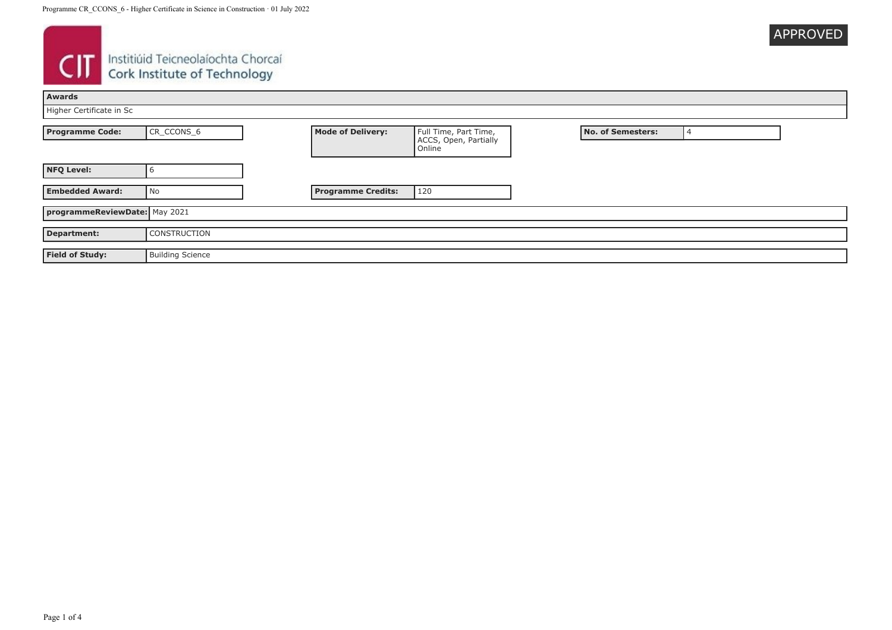APPROVED

Institiúid Teicneolaíochta Chorcaí
Cork Institute of Technology

| Awards |
| --- |
| Higher Certificate in Sc |

| Programme Code: | CR_CCONS_6 | Mode of Delivery: | Full Time, Part Time, ACCS, Open, Partially Online | No. of Semesters: | 4 |
| --- | --- | --- | --- | --- | --- |
| NFQ Level: | 6 | | | | |
| Embedded Award: | No | Programme Credits: | 120 | | |

| programmeReviewDate: | May 2021 |
| --- | --- |
| Department: | CONSTRUCTION |
| Field of Study: | Building Science |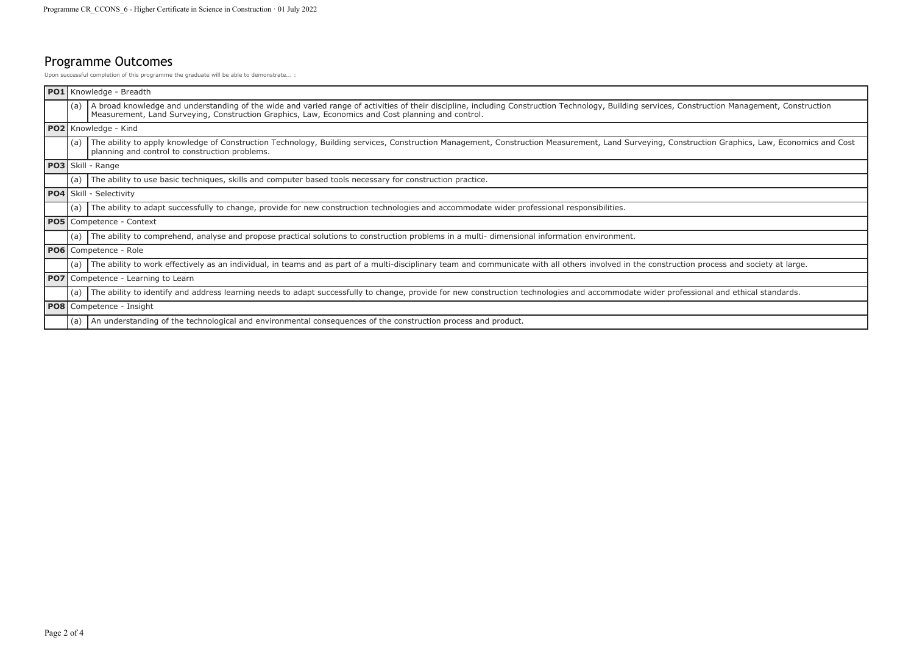## Programme Outcomes

Upon successful completion of this programme the graduate will be able to demonstrate... :

| | | |
|---|---|---|
| **PO1** | Knowledge - Breadth | |
| | (a) | A broad knowledge and understanding of the wide and varied range of activities of their discipline, including Construction Technology, Building services, Construction Management, Construction Measurement, Land Surveying, Construction Graphics, Law, Economics and Cost planning and control. |
| **PO2** | Knowledge - Kind | |
| | (a) | The ability to apply knowledge of Construction Technology, Building services, Construction Management, Construction Measurement, Land Surveying, Construction Graphics, Law, Economics and Cost planning and control to construction problems. |
| **PO3** | Skill - Range | |
| | (a) | The ability to use basic techniques, skills and computer based tools necessary for construction practice. |
| **PO4** | Skill - Selectivity | |
| | (a) | The ability to adapt successfully to change, provide for new construction technologies and accommodate wider professional responsibilities. |
| **PO5** | Competence - Context | |
| | (a) | The ability to comprehend, analyse and propose practical solutions to construction problems in a multi- dimensional information environment. |
| **PO6** | Competence - Role | |
| | (a) | The ability to work effectively as an individual, in teams and as part of a multi-disciplinary team and communicate with all others involved in the construction process and society at large. |
| **PO7** | Competence - Learning to Learn | |
| | (a) | The ability to identify and address learning needs to adapt successfully to change, provide for new construction technologies and accommodate wider professional and ethical standards. |
| **PO8** | Competence - Insight | |
| | (a) | An understanding of the technological and environmental consequences of the construction process and product. |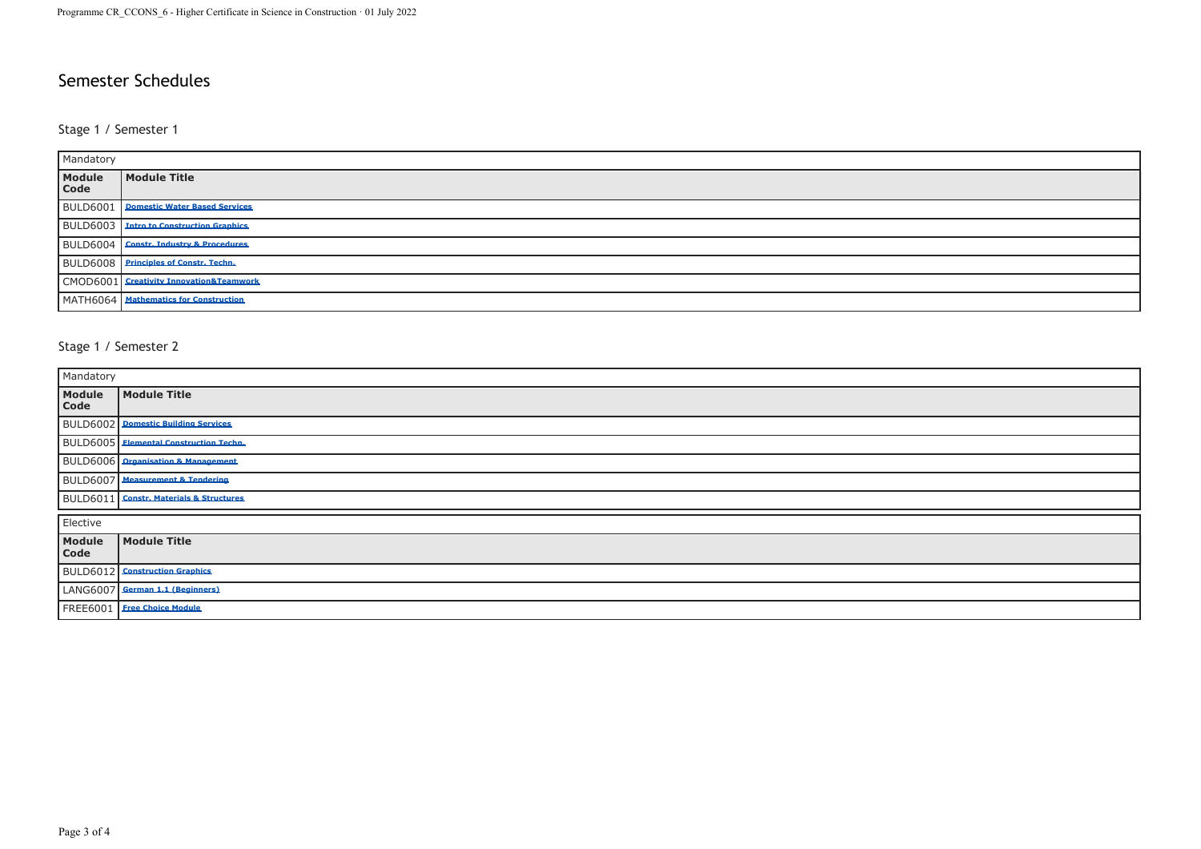# Semester Schedules

## Stage 1 / Semester 1

| Mandatory | |
|---|---|
| **Module Code** | **Module Title** |
| BULD6001 | Domestic Water Based Services |
| BULD6003 | Intro to Construction Graphics |
| BULD6004 | Constr. Industry & Procedures |
| BULD6008 | Principles of Constr. Techn. |
| CMOD6001 | Creativity Innovation&Teamwork |
| MATH6064 | Mathematics for Construction |

## Stage 1 / Semester 2

| Mandatory | |
|---|---|
| **Module Code** | **Module Title** |
| BULD6002 | Domestic Building Services |
| BULD6005 | Elemental Construction Techn. |
| BULD6006 | Organisation & Management |
| BULD6007 | Measurement & Tendering |
| BULD6011 | Constr. Materials & Structures |

| Elective | |
|---|---|
| **Module Code** | **Module Title** |
| BULD6012 | Construction Graphics |
| LANG6007 | German 1.1 (Beginners) |
| FREE6001 | Free Choice Module |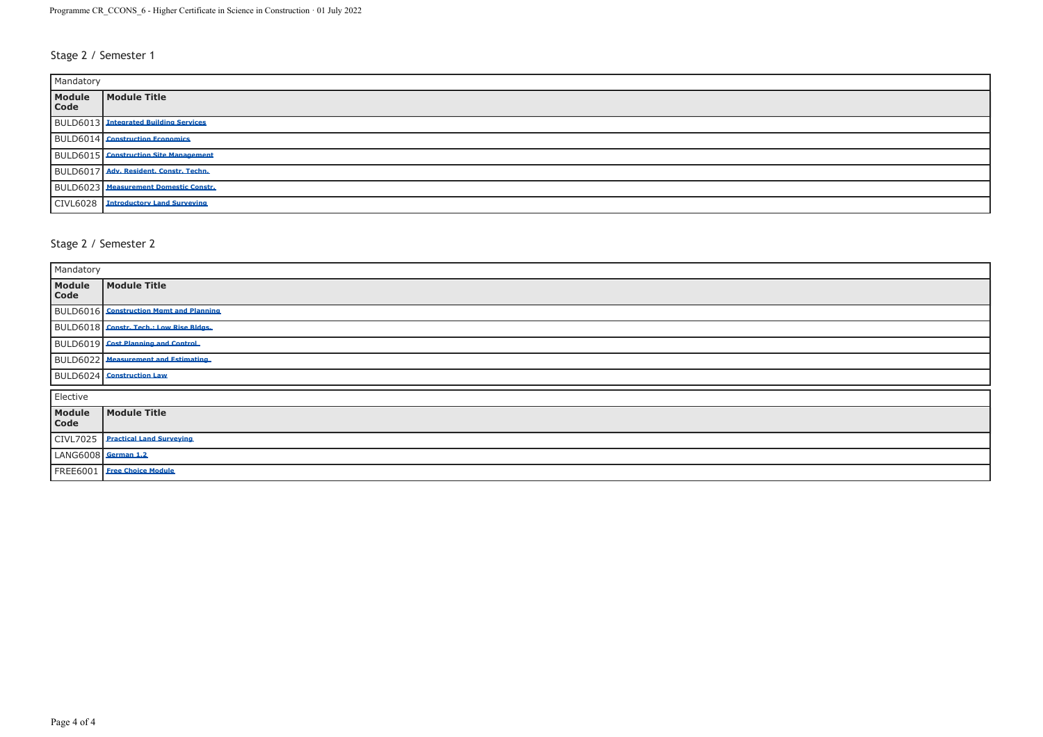## Stage 2 / Semester 1

| Mandatory | |
|---|---|
| **Module Code** | **Module Title** |
| BULD6013 | Integrated Building Services |
| BULD6014 | Construction Economics |
| BULD6015 | Construction Site Management |
| BULD6017 | Adv. Resident. Constr. Techn. |
| BULD6023 | Measurement Domestic Constr. |
| CIVL6028 | Introductory Land Surveying |

## Stage 2 / Semester 2

| Mandatory | |
|---|---|
| **Module Code** | **Module Title** |
| BULD6016 | Construction Mgmt and Planning |
| BULD6018 | Constr. Tech.: Low Rise Bldgs. |
| BULD6019 | Cost Planning and Control |
| BULD6022 | Measurement and Estimating |
| BULD6024 | Construction Law |

| Elective | |
|---|---|
| **Module Code** | **Module Title** |
| CIVL7025 | Practical Land Surveying |
| LANG6008 | German 1.2 |
| FREE6001 | Free Choice Module |